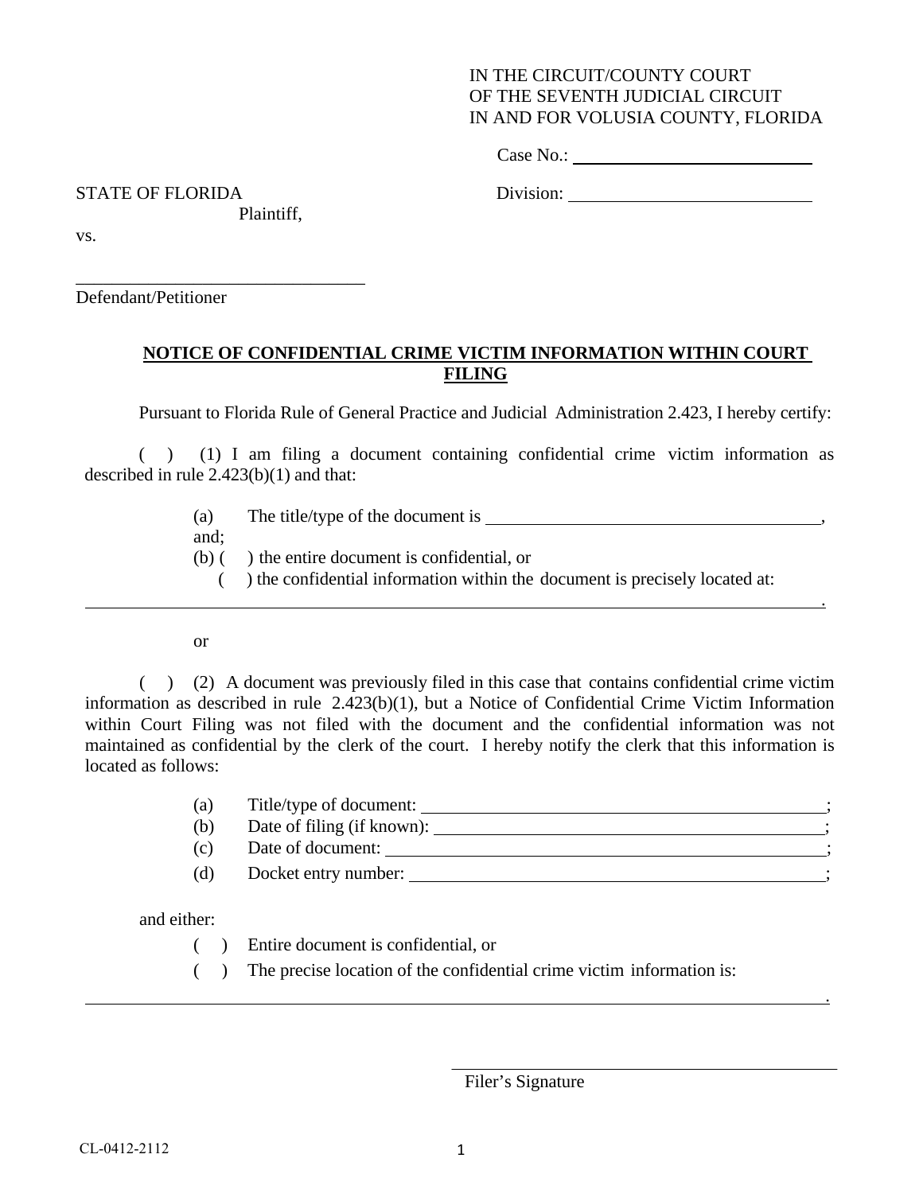IN THE CIRCUIT/COUNTY COURT
OF THE SEVENTH JUDICIAL CIRCUIT
IN AND FOR VOLUSIA COUNTY, FLORIDA

Case No.: ____________________________

Division: ____________________________

STATE OF FLORIDA
Plaintiff,

vs.

_________________________________
Defendant/Petitioner

**NOTICE OF CONFIDENTIAL CRIME VICTIM INFORMATION WITHIN COURT FILING**

Pursuant to Florida Rule of General Practice and Judicial Administration 2.423, I hereby certify:

( ) (1) I am filing a document containing confidential crime victim information as described in rule 2.423(b)(1) and that:

(a) The title/type of the document is ________________________________________, and;

(b) ( ) the entire document is confidential, or

( ) the confidential information within the document is precisely located at:

______________________________________________________________________________.

or

( ) (2) A document was previously filed in this case that contains confidential crime victim information as described in rule 2.423(b)(1), but a Notice of Confidential Crime Victim Information within Court Filing was not filed with the document and the confidential information was not maintained as confidential by the clerk of the court. I hereby notify the clerk that this information is located as follows:

(a) Title/type of document: ________________________________________;

(b) Date of filing (if known): ________________________________________;

(c) Date of document: ________________________________________;

(d) Docket entry number: ________________________________________;

and either:

( ) Entire document is confidential, or

( ) The precise location of the confidential crime victim information is:

______________________________________________________________________________.

________________________________________
Filer's Signature

CL-0412-2112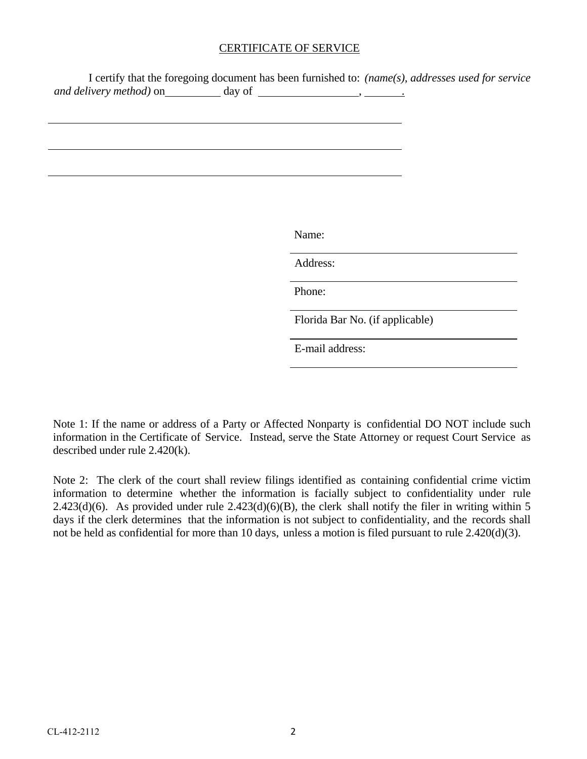CERTIFICATE OF SERVICE

I certify that the foregoing document has been furnished to: *(name(s), addresses used for service and delivery method)* on__________ day of __________________, _______.

______________________________________________________________

______________________________________________________________

______________________________________________________________

Name:
______________________________

Address:
______________________________

Phone:
______________________________

Florida Bar No. (if applicable)
______________________________

E-mail address:
______________________________

Note 1: If the name or address of a Party or Affected Nonparty is confidential DO NOT include such information in the Certificate of Service. Instead, serve the State Attorney or request Court Service as described under rule 2.420(k).

Note 2: The clerk of the court shall review filings identified as containing confidential crime victim information to determine whether the information is facially subject to confidentiality under rule 2.423(d)(6). As provided under rule 2.423(d)(6)(B), the clerk shall notify the filer in writing within 5 days if the clerk determines that the information is not subject to confidentiality, and the records shall not be held as confidential for more than 10 days, unless a motion is filed pursuant to rule 2.420(d)(3).

CL-412-2112